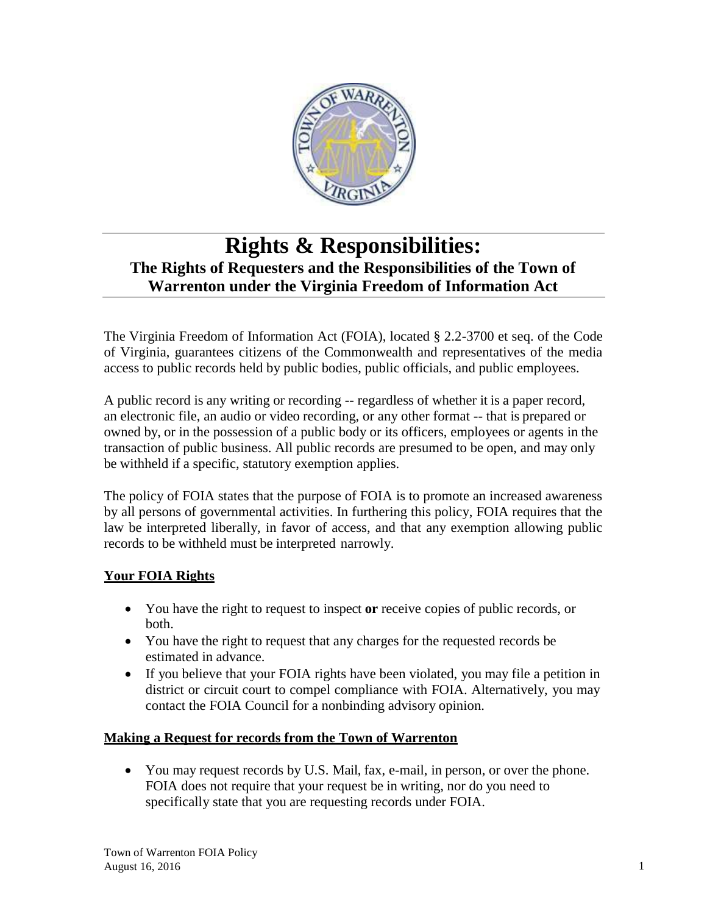# Rights & Responsibilities:

## The Rights of Requesters and the Responsibilities of the Town of Warrenton under the Virginia Freedom of Information Act

The Virginia Freedom of Information Act (FOIA), located § 2.2-3700 et seq. of the Code of Virginia, guarantees citizens of the Commonwealth and representatives of the media access to public records held by public bodies, public officials, and public employees.

A public record is any writing or recording -- regardless of whether it is a paper record, an electronic file, an audio or video recording, or any other format -- that is prepared or owned by, or in the possession of a public body or its officers, employees or agents in the transaction of public business. All public records are presumed to be open, and may only be withheld if a specific, statutory exemption applies.

The policy of FOIA states that the purpose of FOIA is to promote an increased awareness by all persons of governmental activities. In furthering this policy, FOIA requires that the law be interpreted liberally, in favor of access, and that any exemption allowing public records to be withheld must be interpreted narrowly.

### Your FOIA Rights

- You have the right to request to inspect **or** receive copies of public records, or both.
- You have the right to request that any charges for the requested records be estimated in advance.
- If you believe that your FOIA rights have been violated, you may file a petition in district or circuit court to compel compliance with FOIA. Alternatively, you may contact the FOIA Council for a nonbinding advisory opinion.

### Making a Request for records from the Town of Warrenton

- You may request records by U.S. Mail, fax, e-mail, in person, or over the phone. FOIA does not require that your request be in writing, nor do you need to specifically state that you are requesting records under FOIA.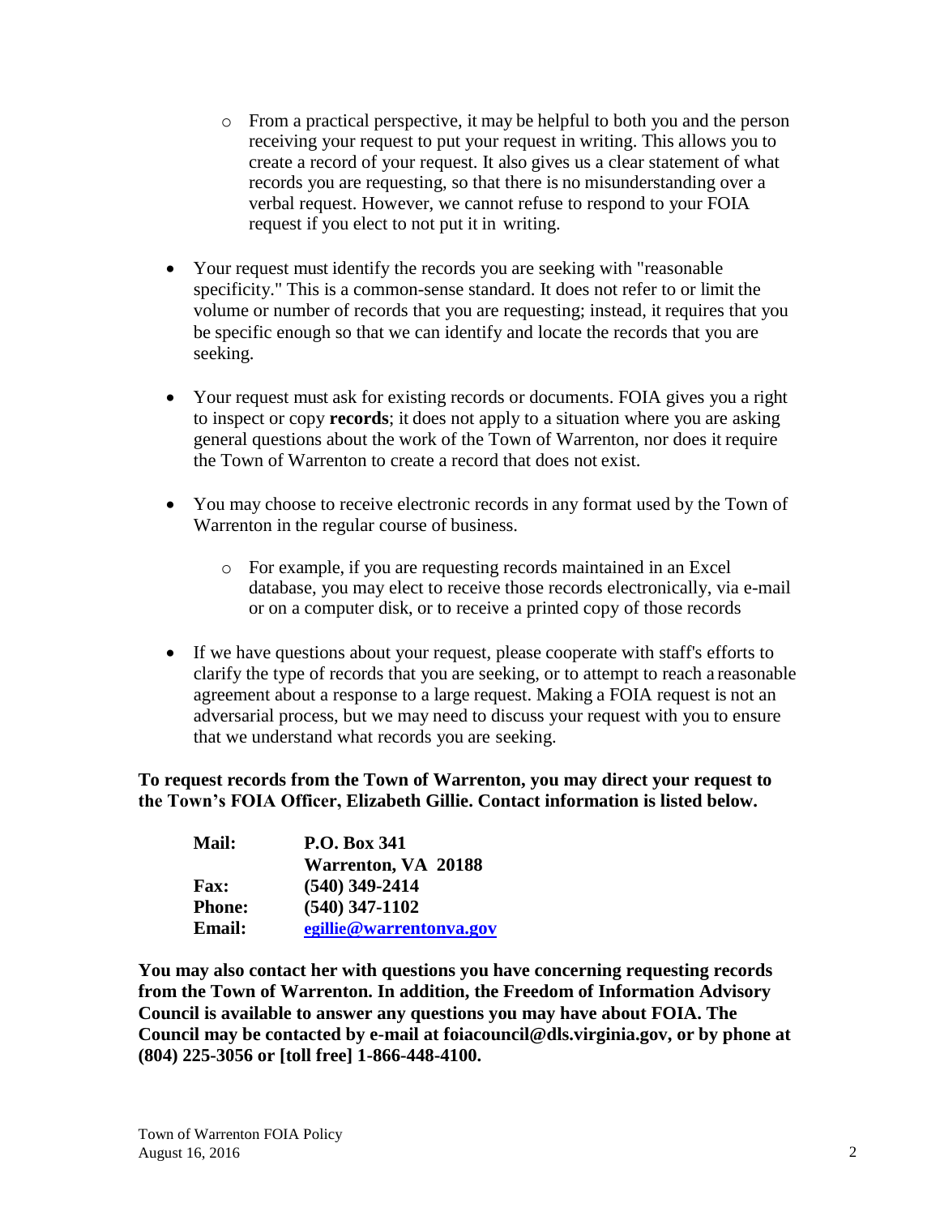- From a practical perspective, it may be helpful to both you and the person receiving your request to put your request in writing. This allows you to create a record of your request. It also gives us a clear statement of what records you are requesting, so that there is no misunderstanding over a verbal request. However, we cannot refuse to respond to your FOIA request if you elect to not put it in writing.

- Your request must identify the records you are seeking with "reasonable specificity." This is a common-sense standard. It does not refer to or limit the volume or number of records that you are requesting; instead, it requires that you be specific enough so that we can identify and locate the records that you are seeking.

- Your request must ask for existing records or documents. FOIA gives you a right to inspect or copy **records**; it does not apply to a situation where you are asking general questions about the work of the Town of Warrenton, nor does it require the Town of Warrenton to create a record that does not exist.

- You may choose to receive electronic records in any format used by the Town of Warrenton in the regular course of business.

  - For example, if you are requesting records maintained in an Excel database, you may elect to receive those records electronically, via e-mail or on a computer disk, or to receive a printed copy of those records

- If we have questions about your request, please cooperate with staff's efforts to clarify the type of records that you are seeking, or to attempt to reach a reasonable agreement about a response to a large request. Making a FOIA request is not an adversarial process, but we may need to discuss your request with you to ensure that we understand what records you are seeking.

**To request records from the Town of Warrenton, you may direct your request to the Town's FOIA Officer, Elizabeth Gillie. Contact information is listed below.**

| | |
|---|---|
| **Mail:** | **P.O. Box 341** |
| | **Warrenton, VA 20188** |
| **Fax:** | **(540) 349-2414** |
| **Phone:** | **(540) 347-1102** |
| **Email:** | **egillie@warrentonva.gov** |

**You may also contact her with questions you have concerning requesting records from the Town of Warrenton. In addition, the Freedom of Information Advisory Council is available to answer any questions you may have about FOIA. The Council may be contacted by e-mail at foiacouncil@dls.virginia.gov, or by phone at (804) 225-3056 or [toll free] 1-866-448-4100.**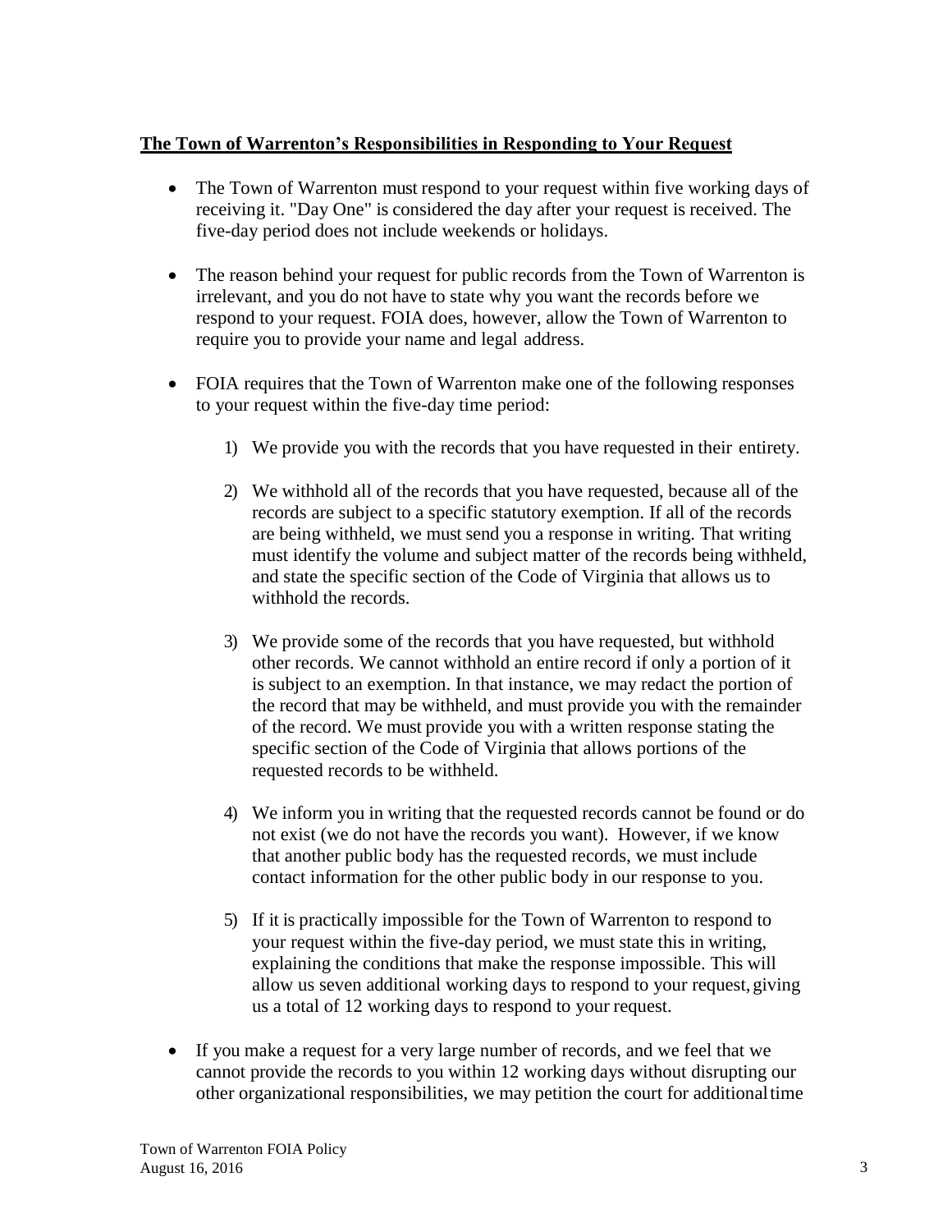## The Town of Warrenton's Responsibilities in Responding to Your Request

- The Town of Warrenton must respond to your request within five working days of receiving it. "Day One" is considered the day after your request is received. The five-day period does not include weekends or holidays.

- The reason behind your request for public records from the Town of Warrenton is irrelevant, and you do not have to state why you want the records before we respond to your request. FOIA does, however, allow the Town of Warrenton to require you to provide your name and legal address.

- FOIA requires that the Town of Warrenton make one of the following responses to your request within the five-day time period:

  1) We provide you with the records that you have requested in their entirety.

  2) We withhold all of the records that you have requested, because all of the records are subject to a specific statutory exemption. If all of the records are being withheld, we must send you a response in writing. That writing must identify the volume and subject matter of the records being withheld, and state the specific section of the Code of Virginia that allows us to withhold the records.

  3) We provide some of the records that you have requested, but withhold other records. We cannot withhold an entire record if only a portion of it is subject to an exemption. In that instance, we may redact the portion of the record that may be withheld, and must provide you with the remainder of the record. We must provide you with a written response stating the specific section of the Code of Virginia that allows portions of the requested records to be withheld.

  4) We inform you in writing that the requested records cannot be found or do not exist (we do not have the records you want). However, if we know that another public body has the requested records, we must include contact information for the other public body in our response to you.

  5) If it is practically impossible for the Town of Warrenton to respond to your request within the five-day period, we must state this in writing, explaining the conditions that make the response impossible. This will allow us seven additional working days to respond to your request, giving us a total of 12 working days to respond to your request.

- If you make a request for a very large number of records, and we feel that we cannot provide the records to you within 12 working days without disrupting our other organizational responsibilities, we may petition the court for additional time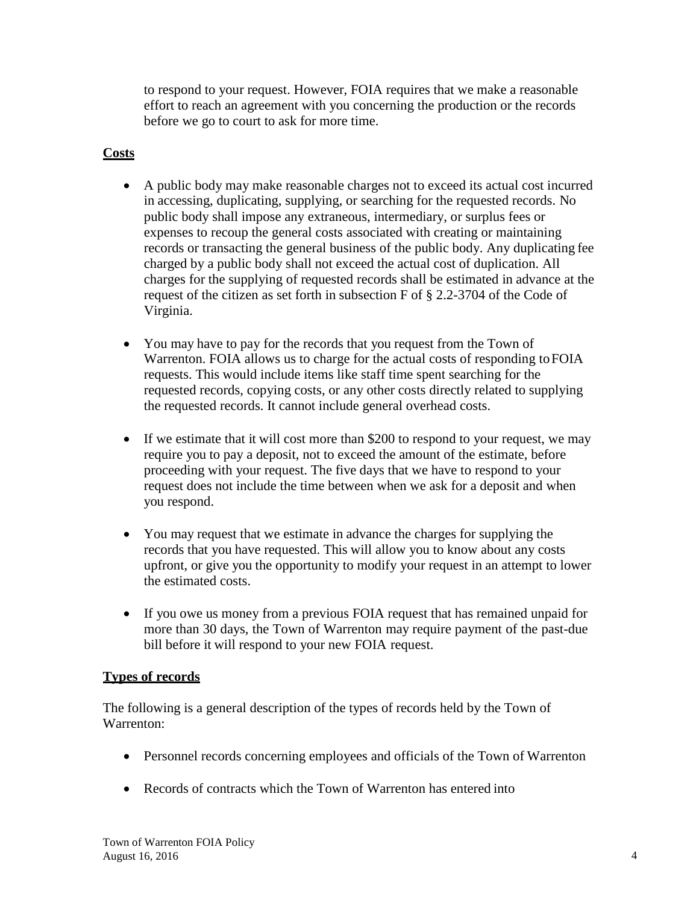to respond to your request. However, FOIA requires that we make a reasonable effort to reach an agreement with you concerning the production or the records before we go to court to ask for more time.

**Costs**

- A public body may make reasonable charges not to exceed its actual cost incurred in accessing, duplicating, supplying, or searching for the requested records. No public body shall impose any extraneous, intermediary, or surplus fees or expenses to recoup the general costs associated with creating or maintaining records or transacting the general business of the public body. Any duplicating fee charged by a public body shall not exceed the actual cost of duplication. All charges for the supplying of requested records shall be estimated in advance at the request of the citizen as set forth in subsection F of § 2.2-3704 of the Code of Virginia.

- You may have to pay for the records that you request from the Town of Warrenton. FOIA allows us to charge for the actual costs of responding to FOIA requests. This would include items like staff time spent searching for the requested records, copying costs, or any other costs directly related to supplying the requested records. It cannot include general overhead costs.

- If we estimate that it will cost more than $200 to respond to your request, we may require you to pay a deposit, not to exceed the amount of the estimate, before proceeding with your request. The five days that we have to respond to your request does not include the time between when we ask for a deposit and when you respond.

- You may request that we estimate in advance the charges for supplying the records that you have requested. This will allow you to know about any costs upfront, or give you the opportunity to modify your request in an attempt to lower the estimated costs.

- If you owe us money from a previous FOIA request that has remained unpaid for more than 30 days, the Town of Warrenton may require payment of the past-due bill before it will respond to your new FOIA request.

**Types of records**

The following is a general description of the types of records held by the Town of Warrenton:

- Personnel records concerning employees and officials of the Town of Warrenton

- Records of contracts which the Town of Warrenton has entered into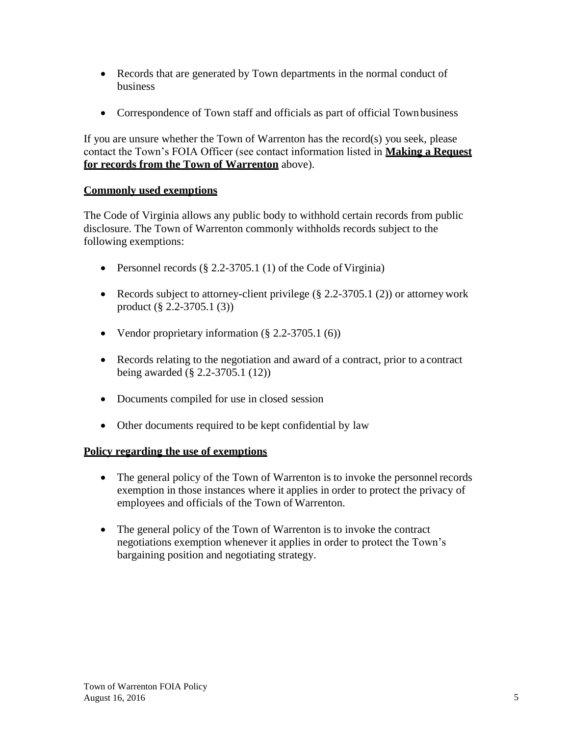- Records that are generated by Town departments in the normal conduct of business
- Correspondence of Town staff and officials as part of official Town business

If you are unsure whether the Town of Warrenton has the record(s) you seek, please contact the Town's FOIA Officer (see contact information listed in **Making a Request for records from the Town of Warrenton** above).

**Commonly used exemptions**

The Code of Virginia allows any public body to withhold certain records from public disclosure. The Town of Warrenton commonly withholds records subject to the following exemptions:

- Personnel records (§ 2.2-3705.1 (1) of the Code of Virginia)
- Records subject to attorney-client privilege (§ 2.2-3705.1 (2)) or attorney work product (§ 2.2-3705.1 (3))
- Vendor proprietary information (§ 2.2-3705.1 (6))
- Records relating to the negotiation and award of a contract, prior to a contract being awarded (§ 2.2-3705.1 (12))
- Documents compiled for use in closed session
- Other documents required to be kept confidential by law

**Policy regarding the use of exemptions**

- The general policy of the Town of Warrenton is to invoke the personnel records exemption in those instances where it applies in order to protect the privacy of employees and officials of the Town of Warrenton.
- The general policy of the Town of Warrenton is to invoke the contract negotiations exemption whenever it applies in order to protect the Town's bargaining position and negotiating strategy.